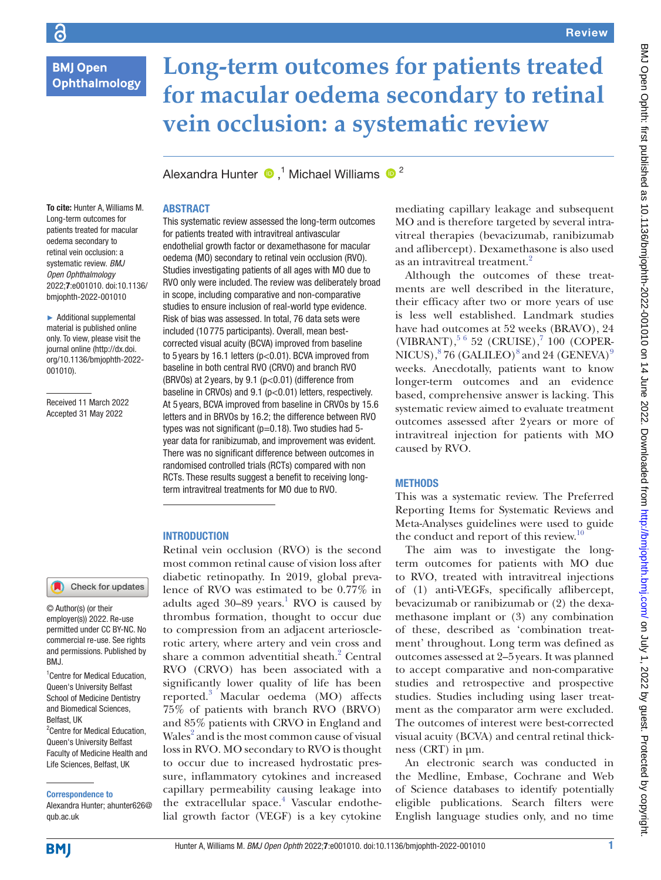Review

# Long-term outcomes for patients treated for macular oedema secondary to retinal vein occlusion: a systematic review

Alexandra Hunter [1], Michael Williams [2]

**To cite:** Hunter A, Williams M. Long-term outcomes for patients treated for macular oedema secondary to retinal vein occlusion: a systematic review. *BMJ Open Ophthalmology* 2022;**7**:e001010. doi:10.1136/bmjophth-2022-001010

► Additional supplemental material is published online only. To view, please visit the journal online (http://dx.doi.org/10.1136/bmjophth-2022-001010).

Received 11 March 2022
Accepted 31 May 2022

© Author(s) (or their employer(s)) 2022. Re-use permitted under CC BY-NC. No commercial re-use. See rights and permissions. Published by BMJ.

[1]Centre for Medical Education, Queen's University Belfast School of Medicine Dentistry and Biomedical Sciences, Belfast, UK
[2]Centre for Medical Education, Queen's University Belfast Faculty of Medicine Health and Life Sciences, Belfast, UK

**Correspondence to**
Alexandra Hunter; ahunter626@qub.ac.uk

## ABSTRACT

This systematic review assessed the long-term outcomes for patients treated with intravitreal antivascular endothelial growth factor or dexamethasone for macular oedema (MO) secondary to retinal vein occlusion (RVO). Studies investigating patients of all ages with MO due to RVO only were included. The review was deliberately broad in scope, including comparative and non-comparative studies to ensure inclusion of real-world type evidence. Risk of bias was assessed. In total, 76 data sets were included (10 775 participants). Overall, mean best-corrected visual acuity (BCVA) improved from baseline to 5 years by 16.1 letters ($p<0.01$). BCVA improved from baseline in both central RVO (CRVO) and branch RVO (BRVOs) at 2 years, by 9.1 ($p<0.01$) (difference from baseline in CRVOs) and 9.1 ($p<0.01$) letters, respectively. At 5 years, BCVA improved from baseline in CRVOs by 15.6 letters and in BRVOs by 16.2; the difference between RVO types was not significant ($p=0.18$). Two studies had 5-year data for ranibizumab, and improvement was evident. There was no significant difference between outcomes in randomised controlled trials (RCTs) compared with non RCTs. These results suggest a benefit to receiving long-term intravitreal treatments for MO due to RVO.

## INTRODUCTION

Retinal vein occlusion (RVO) is the second most common retinal cause of vision loss after diabetic retinopathy. In 2019, global prevalence of RVO was estimated to be 0.77% in adults aged 30–89 years.[1] RVO is caused by thrombus formation, thought to occur due to compression from an adjacent arteriosclerotic artery, where artery and vein cross and share a common adventitial sheath.[2] Central RVO (CRVO) has been associated with a significantly lower quality of life has been reported.[3] Macular oedema (MO) affects 75% of patients with branch RVO (BRVO) and 85% patients with CRVO in England and Wales[2] and is the most common cause of visual loss in RVO. MO secondary to RVO is thought to occur due to increased hydrostatic pressure, inflammatory cytokines and increased capillary permeability causing leakage into the extracellular space.[4] Vascular endothelial growth factor (VEGF) is a key cytokine mediating capillary leakage and subsequent MO and is therefore targeted by several intravitreal therapies (bevacizumab, ranibizumab and aflibercept). Dexamethasone is also used as an intravitreal treatment.[2]

Although the outcomes of these treatments are well described in the literature, their efficacy after two or more years of use is less well established. Landmark studies have had outcomes at 52 weeks (BRAVO), 24 (VIBRANT),[5,6] 52 (CRUISE),[7] 100 (COPERNICUS),[8] 76 (GALILEO)[8] and 24 (GENEVA)[9] weeks. Anecdotally, patients want to know longer-term outcomes and an evidence based, comprehensive answer is lacking. This systematic review aimed to evaluate treatment outcomes assessed after 2 years or more of intravitreal injection for patients with MO caused by RVO.

## METHODS

This was a systematic review. The Preferred Reporting Items for Systematic Reviews and Meta-Analyses guidelines were used to guide the conduct and report of this review.[10]

The aim was to investigate the long-term outcomes for patients with MO due to RVO, treated with intravitreal injections of (1) anti-VEGFs, specifically aflibercept, bevacizumab or ranibizumab or (2) the dexamethasone implant or (3) any combination of these, described as 'combination treatment' throughout. Long term was defined as outcomes assessed at 2–5 years. It was planned to accept comparative and non-comparative studies and retrospective and prospective studies. Studies including using laser treatment as the comparator arm were excluded. The outcomes of interest were best-corrected visual acuity (BCVA) and central retinal thickness (CRT) in µm.

An electronic search was conducted in the Medline, Embase, Cochrane and Web of Science databases to identify potentially eligible publications. Search filters were English language studies only, and no time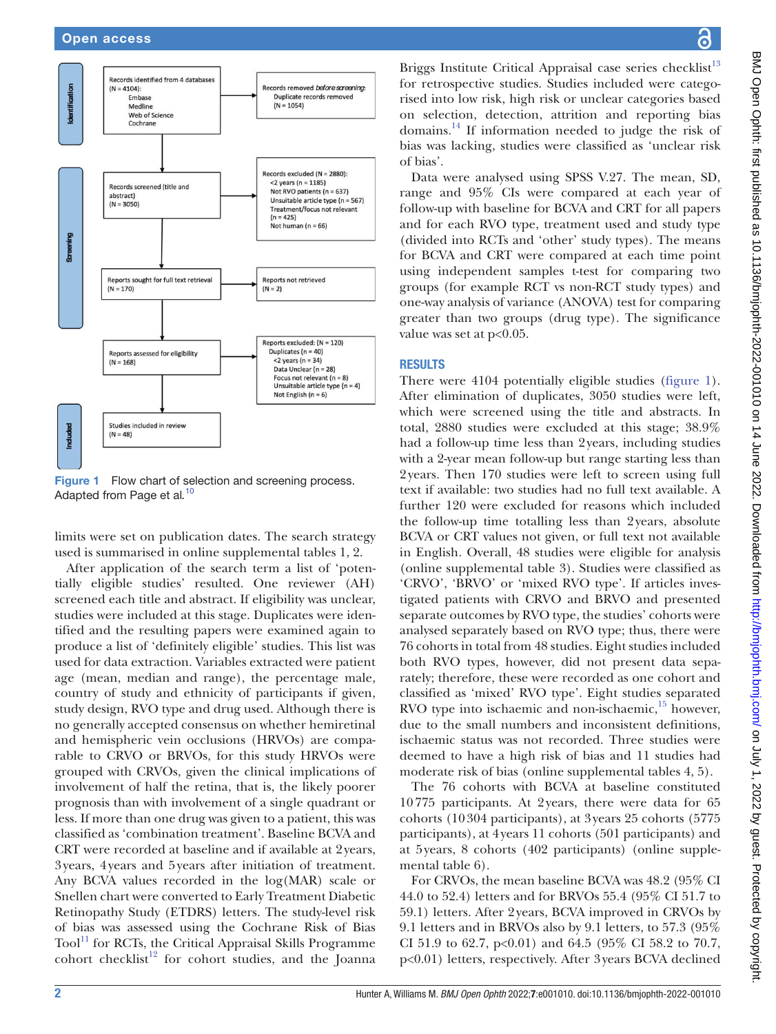Records identified from 4 databases (N = 4104): Embase, Medline, Web of Science, Cochrane

Records removed *before screening*: Duplicate records removed (N = 1054)

Records screened (title and abstract) (N = 3050)

Records excluded (N = 2880): <2 years (n = 1185); Not RVO patients (n = 637); Unsuitable article type (n = 567); Treatment/focus not relevant (n = 425); Not human (n = 66)

Reports sought for full text retrieval (N = 170)

Reports not retrieved (N = 2)

Reports assessed for eligibility (N = 168)

Reports excluded: (N = 120) Duplicates (n = 40); <2 years (n = 34); Data Unclear (n = 28); Focus not relevant (n = 8); Unsuitable article type (n = 4); Not English (n = 6)

Studies included in review (N = 48)

Identification | Screening | Included

**Figure 1** Flow chart of selection and screening process. Adapted from Page et al.[10]

limits were set on publication dates. The search strategy used is summarised in online supplemental tables 1, 2.

After application of the search term a list of 'potentially eligible studies' resulted. One reviewer (AH) screened each title and abstract. If eligibility was unclear, studies were included at this stage. Duplicates were identified and the resulting papers were examined again to produce a list of 'definitely eligible' studies. This list was used for data extraction. Variables extracted were patient age (mean, median and range), the percentage male, country of study and ethnicity of participants if given, study design, RVO type and drug used. Although there is no generally accepted consensus on whether hemiretinal and hemispheric vein occlusions (HRVOs) are comparable to CRVO or BRVOs, for this study HRVOs were grouped with CRVOs, given the clinical implications of involvement of half the retina, that is, the likely poorer prognosis than with involvement of a single quadrant or less. If more than one drug was given to a patient, this was classified as 'combination treatment'. Baseline BCVA and CRT were recorded at baseline and if available at 2 years, 3 years, 4 years and 5 years after initiation of treatment. Any BCVA values recorded in the log(MAR) scale or Snellen chart were converted to Early Treatment Diabetic Retinopathy Study (ETDRS) letters. The study-level risk of bias was assessed using the Cochrane Risk of Bias Tool[11] for RCTs, the Critical Appraisal Skills Programme cohort checklist[12] for cohort studies, and the Joanna Briggs Institute Critical Appraisal case series checklist[13] for retrospective studies. Studies included were categorised into low risk, high risk or unclear categories based on selection, detection, attrition and reporting bias domains.[14] If information needed to judge the risk of bias was lacking, studies were classified as 'unclear risk of bias'.

Data were analysed using SPSS V.27. The mean, SD, range and 95% CIs were compared at each year of follow-up with baseline for BCVA and CRT for all papers and for each RVO type, treatment used and study type (divided into RCTs and 'other' study types). The means for BCVA and CRT were compared at each time point using independent samples t-test for comparing two groups (for example RCT vs non-RCT study types) and one-way analysis of variance (ANOVA) test for comparing greater than two groups (drug type). The significance value was set at p<0.05.

## RESULTS

There were 4104 potentially eligible studies (figure 1). After elimination of duplicates, 3050 studies were left, which were screened using the title and abstracts. In total, 2880 studies were excluded at this stage; 38.9% had a follow-up time less than 2 years, including studies with a 2-year mean follow-up but range starting less than 2 years. Then 170 studies were left to screen using full text if available: two studies had no full text available. A further 120 were excluded for reasons which included the follow-up time totalling less than 2 years, absolute BCVA or CRT values not given, or full text not available in English. Overall, 48 studies were eligible for analysis (online supplemental table 3). Studies were classified as 'CRVO', 'BRVO' or 'mixed RVO type'. If articles investigated patients with CRVO and BRVO and presented separate outcomes by RVO type, the studies' cohorts were analysed separately based on RVO type; thus, there were 76 cohorts in total from 48 studies. Eight studies included both RVO types, however, did not present data separately; therefore, these were recorded as one cohort and classified as 'mixed' RVO type'. Eight studies separated RVO type into ischaemic and non-ischaemic,[15] however, due to the small numbers and inconsistent definitions, ischaemic status was not recorded. Three studies were deemed to have a high risk of bias and 11 studies had moderate risk of bias (online supplemental tables 4, 5).

The 76 cohorts with BCVA at baseline constituted 10 775 participants. At 2 years, there were data for 65 cohorts (10 304 participants), at 3 years 25 cohorts (5775 participants), at 4 years 11 cohorts (501 participants) and at 5 years, 8 cohorts (402 participants) (online supplemental table 6).

For CRVOs, the mean baseline BCVA was 48.2 (95% CI 44.0 to 52.4) letters and for BRVOs 55.4 (95% CI 51.7 to 59.1) letters. After 2 years, BCVA improved in CRVOs by 9.1 letters and in BRVOs also by 9.1 letters, to 57.3 (95% CI 51.9 to 62.7, p<0.01) and 64.5 (95% CI 58.2 to 70.7, p<0.01) letters, respectively. After 3 years BCVA declined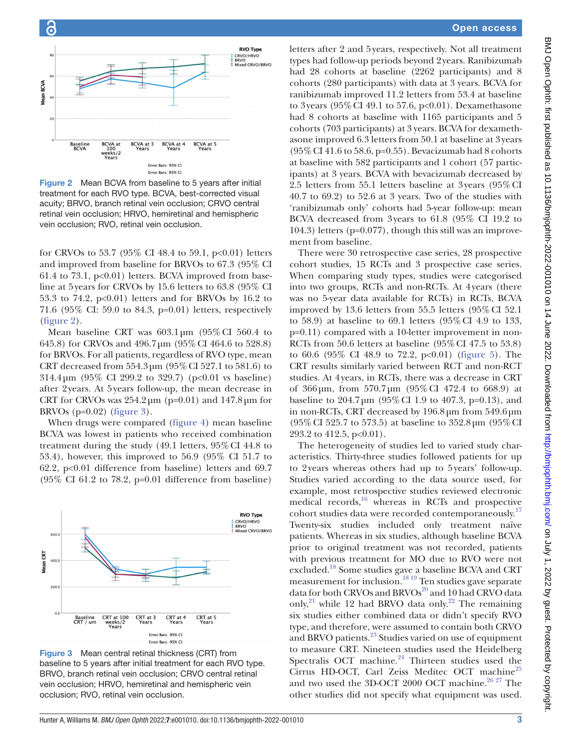Figure 2 Mean BCVA from baseline to 5 years after initial treatment for each RVO type. BCVA, best-corrected visual acuity; BRVO, branch retinal vein occlusion; CRVO central retinal vein occlusion; HRVO, hemiretinal and hemispheric vein occlusion; RVO, retinal vein occlusion.

for CRVOs to 53.7 (95% CI 48.4 to 59.1, p<0.01) letters and improved from baseline for BRVOs to 67.3 (95% CI 61.4 to 73.1, p<0.01) letters. BCVA improved from baseline at 5 years for CRVOs by 15.6 letters to 63.8 (95% CI 53.3 to 74.2, p<0.01) letters and for BRVOs by 16.2 to 71.6 (95% CI: 59.0 to 84.3, p=0.01) letters, respectively (figure 2).

Mean baseline CRT was 603.1 µm (95% CI 560.4 to 645.8) for CRVOs and 496.7 µm (95% CI 464.6 to 528.8) for BRVOs. For all patients, regardless of RVO type, mean CRT decreased from 554.3 µm (95% CI 527.1 to 581.6) to 314.4 µm (95% CI 299.2 to 329.7) (p<0.01 vs baseline) after 2 years. At 5 years follow-up, the mean decrease in CRT for CRVOs was 254.2 µm (p=0.01) and 147.8 µm for BRVOs (p=0.02) (figure 3).

When drugs were compared (figure 4) mean baseline BCVA was lowest in patients who received combination treatment during the study (49.1 letters, 95% CI 44.8 to 53.4), however, this improved to 56.9 (95% CI 51.7 to 62.2, p<0.01 difference from baseline) letters and 69.7 (95% CI 61.2 to 78.2, p=0.01 difference from baseline)

Figure 3 Mean central retinal thickness (CRT) from baseline to 5 years after initial treatment for each RVO type. BRVO, branch retinal vein occlusion; CRVO central retinal vein occlusion; HRVO, hemiretinal and hemispheric vein occlusion; RVO, retinal vein occlusion.

letters after 2 and 5 years, respectively. Not all treatment types had follow-up periods beyond 2 years. Ranibizumab had 28 cohorts at baseline (2262 participants) and 8 cohorts (280 participants) with data at 3 years. BCVA for ranibizumab improved 11.2 letters from 53.4 at baseline to 3 years (95% CI 49.1 to 57.6, p<0.01). Dexamethasone had 8 cohorts at baseline with 1165 participants and 5 cohorts (703 participants) at 3 years. BCVA for dexamethasone improved 6.3 letters from 50.1 at baseline at 3 years (95% CI 41.6 to 58.6, p=0.55). Bevacizumab had 8 cohorts at baseline with 582 participants and 1 cohort (57 participants) at 3 years. BCVA with bevacizumab decreased by 2.5 letters from 55.1 letters baseline at 3 years (95% CI 40.7 to 69.2) to 52.6 at 3 years. Two of the studies with 'ranibizumab only' cohorts had 5-year follow-up: mean BCVA decreased from 3 years to 61.8 (95% CI 19.2 to 104.3) letters (p=0.077), though this still was an improvement from baseline.

There were 30 retrospective case series, 28 prospective cohort studies, 15 RCTs and 3 prospective case series. When comparing study types, studies were categorised into two groups, RCTs and non-RCTs. At 4 years (there was no 5-year data available for RCTs) in RCTs, BCVA improved by 13.6 letters from 55.5 letters (95% CI 52.1 to 58.9) at baseline to 69.1 letters (95% CI 4.9 to 133, p=0.11) compared with a 10-letter improvement in non-RCTs from 50.6 letters at baseline (95% CI 47.5 to 53.8) to 60.6 (95% CI 48.9 to 72.2, p<0.01) (figure 5). The CRT results similarly varied between RCT and non-RCT studies. At 4 years, in RCTs, there was a decrease in CRT of 366 µm, from 570.7 µm (95% CI 472.4 to 668.9) at baseline to 204.7 µm (95% CI 1.9 to 407.3, p=0.13), and in non-RCTs, CRT decreased by 196.8 µm from 549.6 µm (95% CI 525.7 to 573.5) at baseline to 352.8 µm (95% CI 293.2 to 412.5, p<0.01).

The heterogeneity of studies led to varied study characteristics. Thirty-three studies followed patients for up to 2 years whereas others had up to 5 years' follow-up. Studies varied according to the data source used, for example, most retrospective studies reviewed electronic medical records,[16] whereas in RCTs and prospective cohort studies data were recorded contemporaneously.[17] Twenty-six studies included only treatment naïve patients. Whereas in six studies, although baseline BCVA prior to original treatment was not recorded, patients with previous treatment for MO due to RVO were not excluded.[18] Some studies gave a baseline BCVA and CRT measurement for inclusion.[18 19] Ten studies gave separate data for both CRVOs and BRVOs[20] and 10 had CRVO data only,[21] while 12 had BRVO data only.[22] The remaining six studies either combined data or didn't specify RVO type, and therefore, were assumed to contain both CRVO and BRVO patients.[23] Studies varied on use of equipment to measure CRT. Nineteen studies used the Heidelberg Spectralis OCT machine.[24] Thirteen studies used the Cirrus HD-OCT, Carl Zeiss Meditec OCT machine[25] and two used the 3D-OCT 2000 OCT machine.[26 27] The other studies did not specify what equipment was used.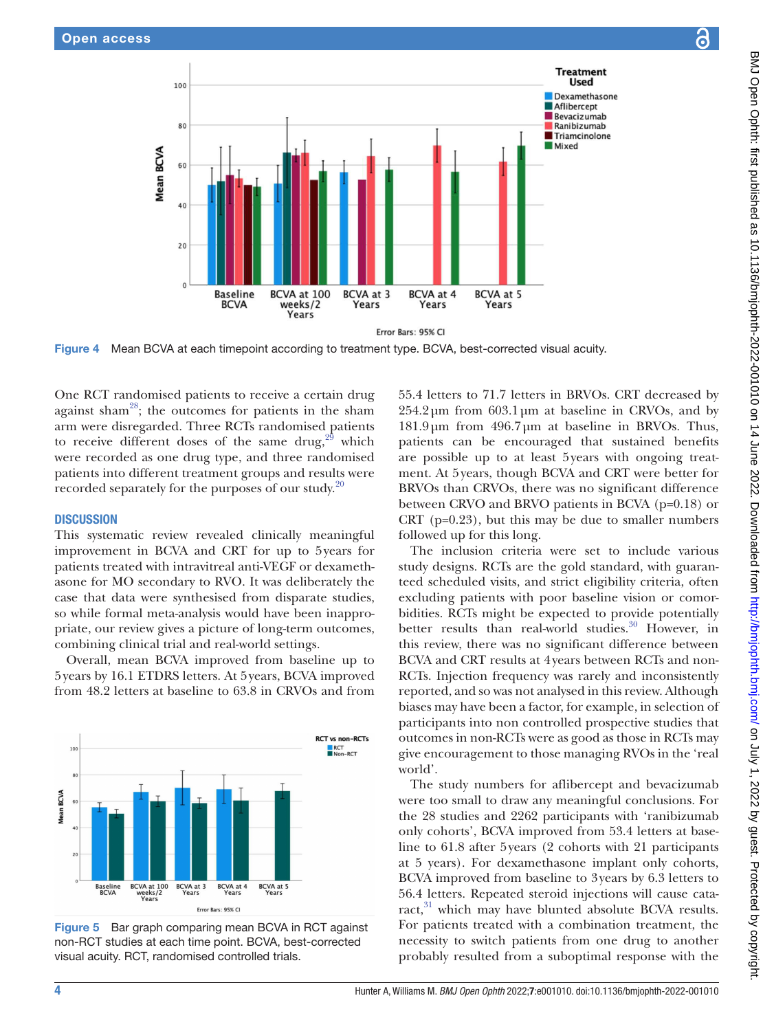Figure 4 Mean BCVA at each timepoint according to treatment type. BCVA, best-corrected visual acuity.

One RCT randomised patients to receive a certain drug against sham[28]; the outcomes for patients in the sham arm were disregarded. Three RCTs randomised patients to receive different doses of the same drug,[29] which were recorded as one drug type, and three randomised patients into different treatment groups and results were recorded separately for the purposes of our study.[20]

## DISCUSSION

This systematic review revealed clinically meaningful improvement in BCVA and CRT for up to 5 years for patients treated with intravitreal anti-VEGF or dexamethasone for MO secondary to RVO. It was deliberately the case that data were synthesised from disparate studies, so while formal meta-analysis would have been inappropriate, our review gives a picture of long-term outcomes, combining clinical trial and real-world settings.

Overall, mean BCVA improved from baseline up to 5 years by 16.1 ETDRS letters. At 5 years, BCVA improved from 48.2 letters at baseline to 63.8 in CRVOs and from 55.4 letters to 71.7 letters in BRVOs. CRT decreased by 254.2 µm from 603.1 µm at baseline in CRVOs, and by 181.9 µm from 496.7 µm at baseline in BRVOs. Thus, patients can be encouraged that sustained benefits are possible up to at least 5 years with ongoing treatment. At 5 years, though BCVA and CRT were better for BRVOs than CRVOs, there was no significant difference between CRVO and BRVO patients in BCVA (p=0.18) or CRT (p=0.23), but this may be due to smaller numbers followed up for this long.

Figure 5 Bar graph comparing mean BCVA in RCT against non-RCT studies at each time point. BCVA, best-corrected visual acuity. RCT, randomised controlled trials.

The inclusion criteria were set to include various study designs. RCTs are the gold standard, with guaranteed scheduled visits, and strict eligibility criteria, often excluding patients with poor baseline vision or comorbidities. RCTs might be expected to provide potentially better results than real-world studies.[30] However, in this review, there was no significant difference between BCVA and CRT results at 4 years between RCTs and non-RCTs. Injection frequency was rarely and inconsistently reported, and so was not analysed in this review. Although biases may have been a factor, for example, in selection of participants into non controlled prospective studies that outcomes in non-RCTs were as good as those in RCTs may give encouragement to those managing RVOs in the 'real world'.

The study numbers for aflibercept and bevacizumab were too small to draw any meaningful conclusions. For the 28 studies and 2262 participants with 'ranibizumab only cohorts', BCVA improved from 53.4 letters at baseline to 61.8 after 5 years (2 cohorts with 21 participants at 5 years). For dexamethasone implant only cohorts, BCVA improved from baseline to 3 years by 6.3 letters to 56.4 letters. Repeated steroid injections will cause cataract,[31] which may have blunted absolute BCVA results. For patients treated with a combination treatment, the necessity to switch patients from one drug to another probably resulted from a suboptimal response with the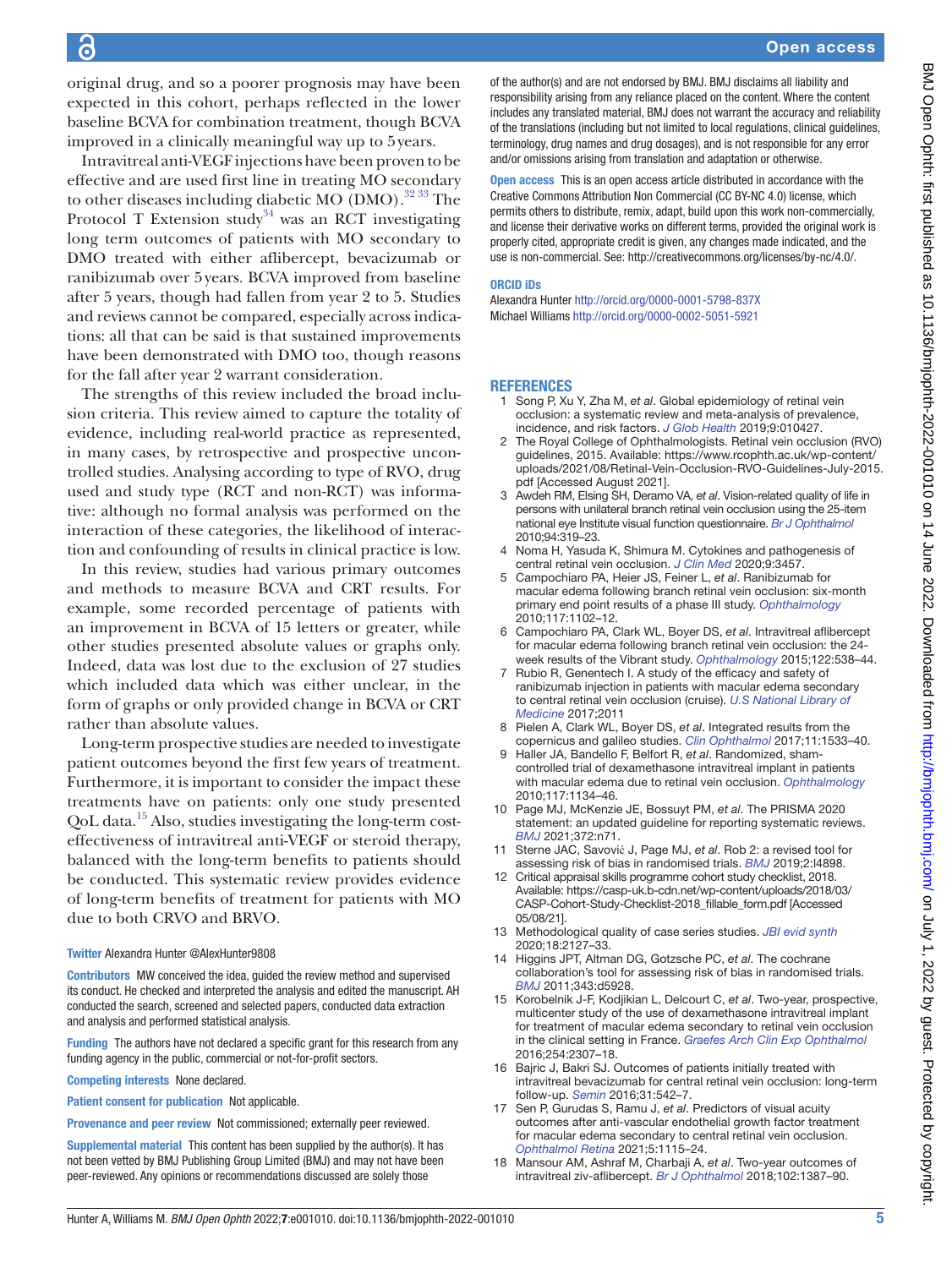original drug, and so a poorer prognosis may have been expected in this cohort, perhaps reflected in the lower baseline BCVA for combination treatment, though BCVA improved in a clinically meaningful way up to 5 years.

Intravitreal anti-VEGF injections have been proven to be effective and are used first line in treating MO secondary to other diseases including diabetic MO (DMO).[32 33] The Protocol T Extension study[34] was an RCT investigating long term outcomes of patients with MO secondary to DMO treated with either aflibercept, bevacizumab or ranibizumab over 5 years. BCVA improved from baseline after 5 years, though had fallen from year 2 to 5. Studies and reviews cannot be compared, especially across indications: all that can be said is that sustained improvements have been demonstrated with DMO too, though reasons for the fall after year 2 warrant consideration.

The strengths of this review included the broad inclusion criteria. This review aimed to capture the totality of evidence, including real-world practice as represented, in many cases, by retrospective and prospective uncontrolled studies. Analysing according to type of RVO, drug used and study type (RCT and non-RCT) was informative: although no formal analysis was performed on the interaction of these categories, the likelihood of interaction and confounding of results in clinical practice is low.

In this review, studies had various primary outcomes and methods to measure BCVA and CRT results. For example, some recorded percentage of patients with an improvement in BCVA of 15 letters or greater, while other studies presented absolute values or graphs only. Indeed, data was lost due to the exclusion of 27 studies which included data which was either unclear, in the form of graphs or only provided change in BCVA or CRT rather than absolute values.

Long-term prospective studies are needed to investigate patient outcomes beyond the first few years of treatment. Furthermore, it is important to consider the impact these treatments have on patients: only one study presented QoL data.[15] Also, studies investigating the long-term cost-effectiveness of intravitreal anti-VEGF or steroid therapy, balanced with the long-term benefits to patients should be conducted. This systematic review provides evidence of long-term benefits of treatment for patients with MO due to both CRVO and BRVO.

**Twitter** Alexandra Hunter @AlexHunter9808

**Contributors** MW conceived the idea, guided the review method and supervised its conduct. He checked and interpreted the analysis and edited the manuscript. AH conducted the search, screened and selected papers, conducted data extraction and analysis and performed statistical analysis.

**Funding** The authors have not declared a specific grant for this research from any funding agency in the public, commercial or not-for-profit sectors.

**Competing interests** None declared.

**Patient consent for publication** Not applicable.

**Provenance and peer review** Not commissioned; externally peer reviewed.

**Supplemental material** This content has been supplied by the author(s). It has not been vetted by BMJ Publishing Group Limited (BMJ) and may not have been peer-reviewed. Any opinions or recommendations discussed are solely those of the author(s) and are not endorsed by BMJ. BMJ disclaims all liability and responsibility arising from any reliance placed on the content. Where the content includes any translated material, BMJ does not warrant the accuracy and reliability of the translations (including but not limited to local regulations, clinical guidelines, terminology, drug names and drug dosages), and is not responsible for any error and/or omissions arising from translation and adaptation or otherwise.

**Open access** This is an open access article distributed in accordance with the Creative Commons Attribution Non Commercial (CC BY-NC 4.0) license, which permits others to distribute, remix, adapt, build upon this work non-commercially, and license their derivative works on different terms, provided the original work is properly cited, appropriate credit is given, any changes made indicated, and the use is non-commercial. See: http://creativecommons.org/licenses/by-nc/4.0/.

**ORCID iDs**

Alexandra Hunter http://orcid.org/0000-0001-5798-837X
Michael Williams http://orcid.org/0000-0002-5051-5921

## REFERENCES

1. Song P, Xu Y, Zha M, *et al*. Global epidemiology of retinal vein occlusion: a systematic review and meta-analysis of prevalence, incidence, and risk factors. *J Glob Health* 2019;9:010427.
2. The Royal College of Ophthalmologists. Retinal vein occlusion (RVO) guidelines, 2015. Available: https://www.rcophth.ac.uk/wp-content/uploads/2021/08/Retinal-Vein-Occlusion-RVO-Guidelines-July-2015.pdf [Accessed August 2021].
3. Awdeh RM, Elsing SH, Deramo VA, *et al*. Vision-related quality of life in persons with unilateral branch retinal vein occlusion using the 25-item national eye Institute visual function questionnaire. *Br J Ophthalmol* 2010;94:319–23.
4. Noma H, Yasuda K, Shimura M. Cytokines and pathogenesis of central retinal vein occlusion. *J Clin Med* 2020;9:3457.
5. Campochiaro PA, Heier JS, Feiner L, *et al*. Ranibizumab for macular edema following branch retinal vein occlusion: six-month primary end point results of a phase III study. *Ophthalmology* 2010;117:1102–12.
6. Campochiaro PA, Clark WL, Boyer DS, *et al*. Intravitreal aflibercept for macular edema following branch retinal vein occlusion: the 24-week results of the Vibrant study. *Ophthalmology* 2015;122:538–44.
7. Rubio R, Genentech I. A study of the efficacy and safety of ranibizumab injection in patients with macular edema secondary to central retinal vein occlusion (cruise). *U.S National Library of Medicine* 2017;2011
8. Pielen A, Clark WL, Boyer DS, *et al*. Integrated results from the copernicus and galileo studies. *Clin Ophthalmol* 2017;11:1533–40.
9. Haller JA, Bandello F, Belfort R, *et al*. Randomized, sham-controlled trial of dexamethasone intravitreal implant in patients with macular edema due to retinal vein occlusion. *Ophthalmology* 2010;117:1134–46.
10. Page MJ, McKenzie JE, Bossuyt PM, *et al*. The PRISMA 2020 statement: an updated guideline for reporting systematic reviews. *BMJ* 2021;372:n71.
11. Sterne JAC, Savović J, Page MJ, *et al*. Rob 2: a revised tool for assessing risk of bias in randomised trials. *BMJ* 2019;2:l4898.
12. Critical appraisal skills programme cohort study checklist, 2018. Available: https://casp-uk.b-cdn.net/wp-content/uploads/2018/03/CASP-Cohort-Study-Checklist-2018_fillable_form.pdf [Accessed 05/08/21].
13. Methodological quality of case series studies. *JBI evid synth* 2020;18:2127–33.
14. Higgins JPT, Altman DG, Gotzsche PC, *et al*. The cochrane collaboration's tool for assessing risk of bias in randomised trials. *BMJ* 2011;343:d5928.
15. Korobelnik J-F, Kodjikian L, Delcourt C, *et al*. Two-year, prospective, multicenter study of the use of dexamethasone intravitreal implant for treatment of macular edema secondary to retinal vein occlusion in the clinical setting in France. *Graefes Arch Clin Exp Ophthalmol* 2016;254:2307–18.
16. Bajric J, Bakri SJ. Outcomes of patients initially treated with intravitreal bevacizumab for central retinal vein occlusion: long-term follow-up. *Semin* 2016;31:542–7.
17. Sen P, Gurudas S, Ramu J, *et al*. Predictors of visual acuity outcomes after anti-vascular endothelial growth factor treatment for macular edema secondary to central retinal vein occlusion. *Ophthalmol Retina* 2021;5:1115–24.
18. Mansour AM, Ashraf M, Charbaji A, *et al*. Two-year outcomes of intravitreal ziv-aflibercept. *Br J Ophthalmol* 2018;102:1387–90.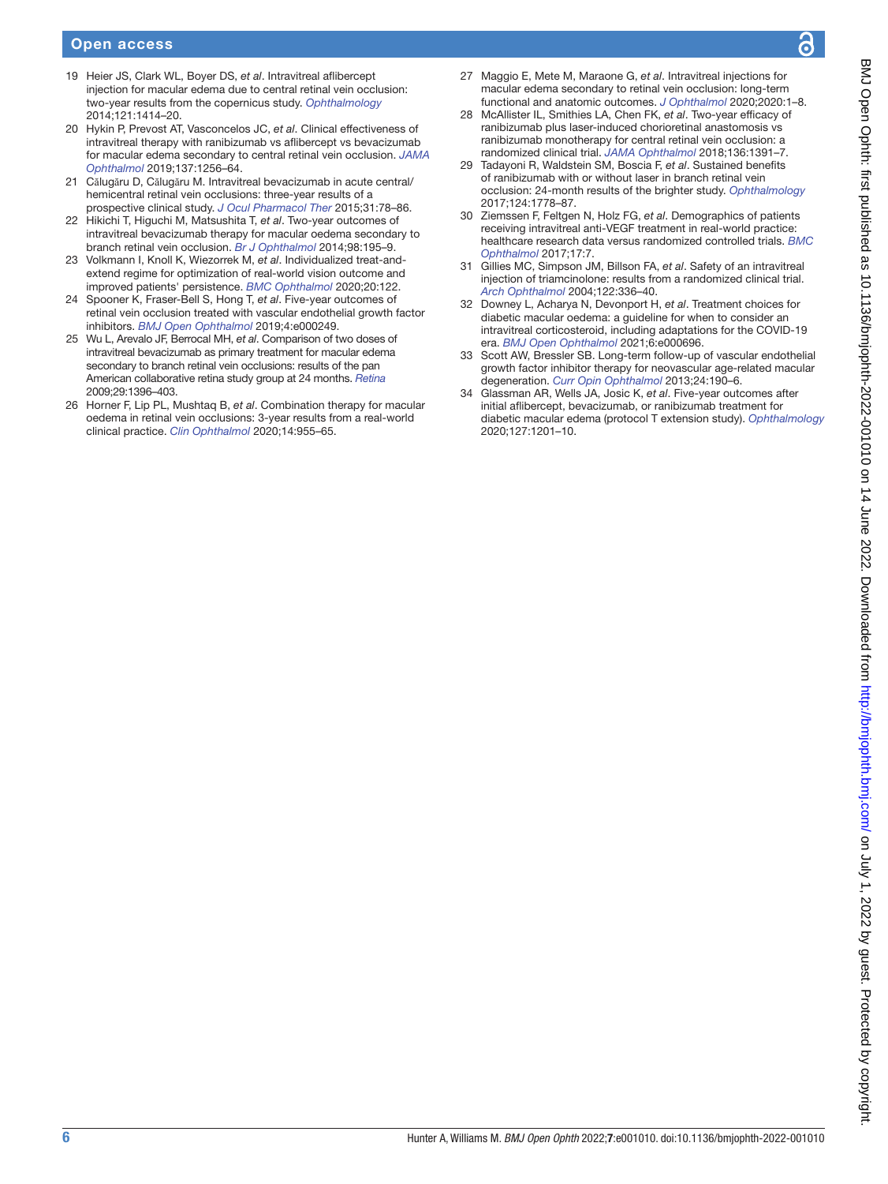19 Heier JS, Clark WL, Boyer DS, *et al*. Intravitreal aflibercept injection for macular edema due to central retinal vein occlusion: two-year results from the copernicus study. *Ophthalmology* 2014;121:1414–20.

20 Hykin P, Prevost AT, Vasconcelos JC, *et al*. Clinical effectiveness of intravitreal therapy with ranibizumab vs aflibercept vs bevacizumab for macular edema secondary to central retinal vein occlusion. *JAMA Ophthalmol* 2019;137:1256–64.

21 Călugăru D, Călugăru M. Intravitreal bevacizumab in acute central/hemicentral retinal vein occlusions: three-year results of a prospective clinical study. *J Ocul Pharmacol Ther* 2015;31:78–86.

22 Hikichi T, Higuchi M, Matsushita T, *et al*. Two-year outcomes of intravitreal bevacizumab therapy for macular oedema secondary to branch retinal vein occlusion. *Br J Ophthalmol* 2014;98:195–9.

23 Volkmann I, Knoll K, Wiezorrek M, *et al*. Individualized treat-and-extend regime for optimization of real-world vision outcome and improved patients' persistence. *BMC Ophthalmol* 2020;20:122.

24 Spooner K, Fraser-Bell S, Hong T, *et al*. Five-year outcomes of retinal vein occlusion treated with vascular endothelial growth factor inhibitors. *BMJ Open Ophthalmol* 2019;4:e000249.

25 Wu L, Arevalo JF, Berrocal MH, *et al*. Comparison of two doses of intravitreal bevacizumab as primary treatment for macular edema secondary to branch retinal vein occlusions: results of the pan American collaborative retina study group at 24 months. *Retina* 2009;29:1396–403.

26 Horner F, Lip PL, Mushtaq B, *et al*. Combination therapy for macular oedema in retinal vein occlusions: 3-year results from a real-world clinical practice. *Clin Ophthalmol* 2020;14:955–65.

27 Maggio E, Mete M, Maraone G, *et al*. Intravitreal injections for macular edema secondary to retinal vein occlusion: long-term functional and anatomic outcomes. *J Ophthalmol* 2020;2020:1–8.

28 McAllister IL, Smithies LA, Chen FK, *et al*. Two-year efficacy of ranibizumab plus laser-induced chorioretinal anastomosis vs ranibizumab monotherapy for central retinal vein occlusion: a randomized clinical trial. *JAMA Ophthalmol* 2018;136:1391–7.

29 Tadayoni R, Waldstein SM, Boscia F, *et al*. Sustained benefits of ranibizumab with or without laser in branch retinal vein occlusion: 24-month results of the brighter study. *Ophthalmology* 2017;124:1778–87.

30 Ziemssen F, Feltgen N, Holz FG, *et al*. Demographics of patients receiving intravitreal anti-VEGF treatment in real-world practice: healthcare research data versus randomized controlled trials. *BMC Ophthalmol* 2017;17:7.

31 Gillies MC, Simpson JM, Billson FA, *et al*. Safety of an intravitreal injection of triamcinolone: results from a randomized clinical trial. *Arch Ophthalmol* 2004;122:336–40.

32 Downey L, Acharya N, Devonport H, *et al*. Treatment choices for diabetic macular oedema: a guideline for when to consider an intravitreal corticosteroid, including adaptations for the COVID-19 era. *BMJ Open Ophthalmol* 2021;6:e000696.

33 Scott AW, Bressler SB. Long-term follow-up of vascular endothelial growth factor inhibitor therapy for neovascular age-related macular degeneration. *Curr Opin Ophthalmol* 2013;24:190–6.

34 Glassman AR, Wells JA, Josic K, *et al*. Five-year outcomes after initial aflibercept, bevacizumab, or ranibizumab treatment for diabetic macular edema (protocol T extension study). *Ophthalmology* 2020;127:1201–10.